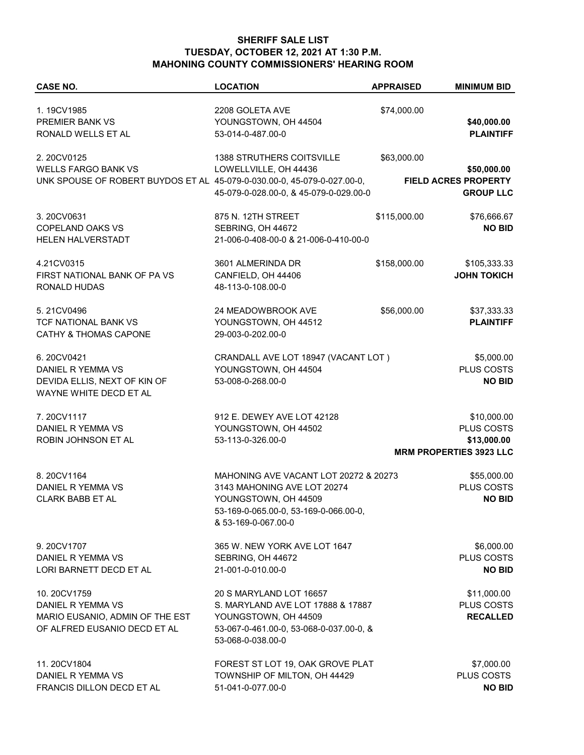**SHERIFF SALE LIST**
**TUESDAY, OCTOBER 12, 2021 AT 1:30 P.M.**
**MAHONING COUNTY COMMISSIONERS' HEARING ROOM**

| CASE NO. | LOCATION | APPRAISED | MINIMUM BID |
|---|---|---|---|
| 1. 19CV1985<br>PREMIER BANK VS<br>RONALD WELLS ET AL | 2208 GOLETA AVE<br>YOUNGSTOWN, OH 44504<br>53-014-0-487.00-0 | $74,000.00 | **$40,000.00**<br>**PLAINTIFF** |
| 2. 20CV0125<br>WELLS FARGO BANK VS<br>UNK SPOUSE OF ROBERT BUYDOS ET AL | 1388 STRUTHERS COITSVILLE<br>LOWELLVILLE, OH 44436<br>45-079-0-030.00-0, 45-079-0-027.00-0,<br>45-079-0-028.00-0, & 45-079-0-029.00-0 | $63,000.00 | **$50,000.00**<br>**FIELD ACRES PROPERTY GROUP LLC** |
| 3. 20CV0631<br>COPELAND OAKS VS<br>HELEN HALVERSTADT | 875 N. 12TH STREET<br>SEBRING, OH 44672<br>21-006-0-408-00-0 & 21-006-0-410-00-0 | $115,000.00 | $76,666.67<br>**NO BID** |
| 4.21CV0315<br>FIRST NATIONAL BANK OF PA VS<br>RONALD HUDAS | 3601 ALMERINDA DR<br>CANFIELD, OH 44406<br>48-113-0-108.00-0 | $158,000.00 | $105,333.33<br>**JOHN TOKICH** |
| 5. 21CV0496<br>TCF NATIONAL BANK VS<br>CATHY & THOMAS CAPONE | 24 MEADOWBROOK AVE<br>YOUNGSTOWN, OH 44512<br>29-003-0-202.00-0 | $56,000.00 | $37,333.33<br>**PLAINTIFF** |
| 6. 20CV0421<br>DANIEL R YEMMA VS<br>DEVIDA ELLIS, NEXT OF KIN OF<br>WAYNE WHITE DECD ET AL | CRANDALL AVE LOT 18947 (VACANT LOT )<br>YOUNGSTOWN, OH 44504<br>53-008-0-268.00-0 | | $5,000.00<br>PLUS COSTS<br>**NO BID** |
| 7. 20CV1117<br>DANIEL R YEMMA VS<br>ROBIN JOHNSON ET AL | 912 E. DEWEY AVE LOT 42128<br>YOUNGSTOWN, OH 44502<br>53-113-0-326.00-0 | | $10,000.00<br>PLUS COSTS<br>**$13,000.00**<br>**MRM PROPERTIES 3923 LLC** |
| 8. 20CV1164<br>DANIEL R YEMMA VS<br>CLARK BABB ET AL | MAHONING AVE VACANT LOT 20272 & 20273<br>3143 MAHONING AVE LOT 20274<br>YOUNGSTOWN, OH 44509<br>53-169-0-065.00-0, 53-169-0-066.00-0,<br>& 53-169-0-067.00-0 | | $55,000.00<br>PLUS COSTS<br>**NO BID** |
| 9. 20CV1707<br>DANIEL R YEMMA VS<br>LORI BARNETT DECD ET AL | 365 W. NEW YORK AVE LOT 1647<br>SEBRING, OH 44672<br>21-001-0-010.00-0 | | $6,000.00<br>PLUS COSTS<br>**NO BID** |
| 10. 20CV1759<br>DANIEL R YEMMA VS<br>MARIO EUSANIO, ADMIN OF THE EST<br>OF ALFRED EUSANIO DECD ET AL | 20 S MARYLAND LOT 16657<br>S. MARYLAND AVE LOT 17888 & 17887<br>YOUNGSTOWN, OH 44509<br>53-067-0-461.00-0, 53-068-0-037.00-0, &<br>53-068-0-038.00-0 | | $11,000.00<br>PLUS COSTS<br>**RECALLED** |
| 11. 20CV1804<br>DANIEL R YEMMA VS<br>FRANCIS DILLON DECD ET AL | FOREST ST LOT 19, OAK GROVE PLAT<br>TOWNSHIP OF MILTON, OH 44429<br>51-041-0-077.00-0 | | $7,000.00<br>PLUS COSTS<br>**NO BID** |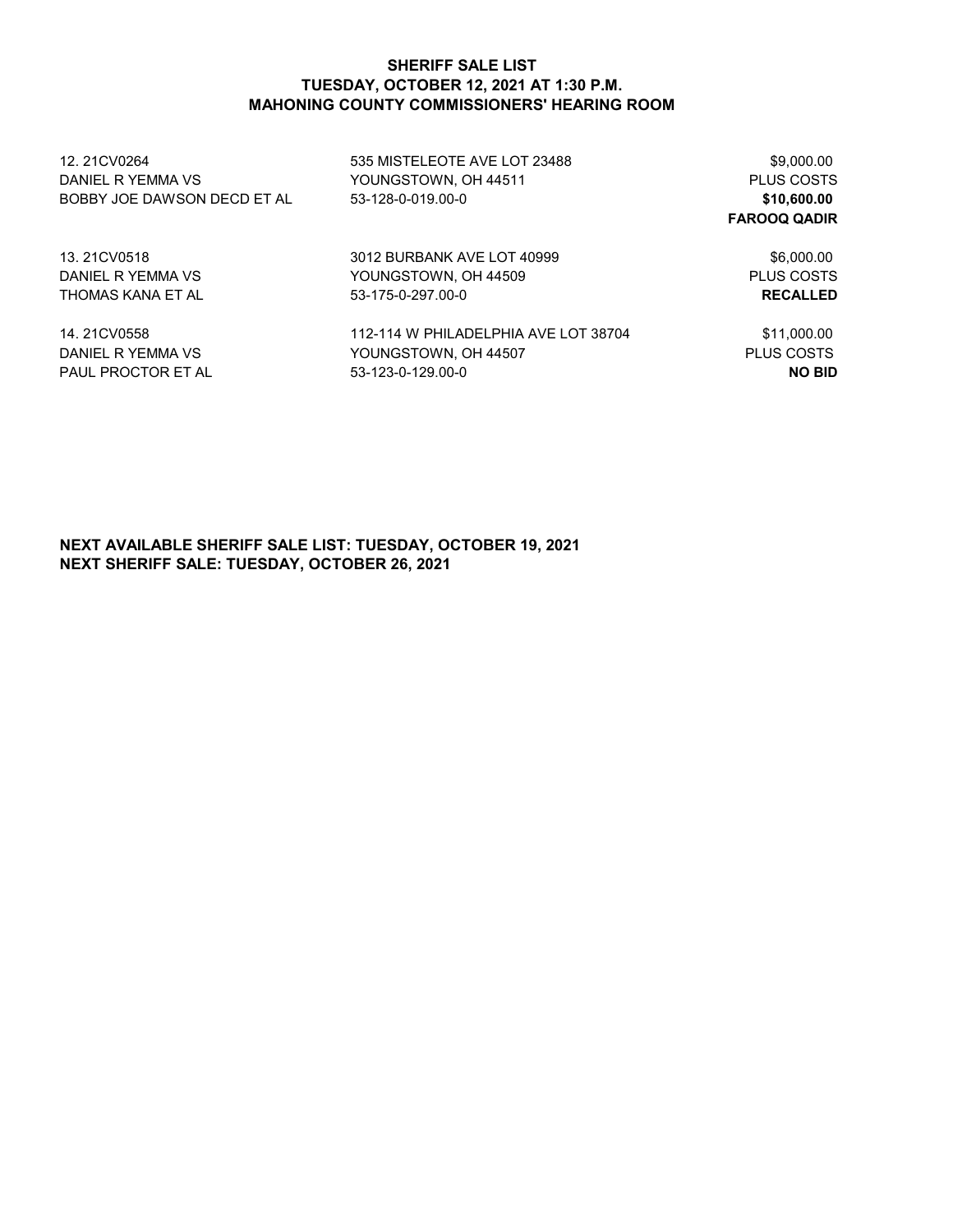**SHERIFF SALE LIST**
**TUESDAY, OCTOBER 12, 2021 AT 1:30 P.M.**
**MAHONING COUNTY COMMISSIONERS' HEARING ROOM**

| | | |
|---|---|---|
| 12. 21CV0264<br>DANIEL R YEMMA VS<br>BOBBY JOE DAWSON DECD ET AL | 535 MISTELEOTE AVE LOT 23488<br>YOUNGSTOWN, OH 44511<br>53-128-0-019.00-0 | \$9,000.00<br>PLUS COSTS<br>**\$10,600.00**<br>**FAROOQ QADIR** |
| 13. 21CV0518<br>DANIEL R YEMMA VS<br>THOMAS KANA ET AL | 3012 BURBANK AVE LOT 40999<br>YOUNGSTOWN, OH 44509<br>53-175-0-297.00-0 | \$6,000.00<br>PLUS COSTS<br>**RECALLED** |
| 14. 21CV0558<br>DANIEL R YEMMA VS<br>PAUL PROCTOR ET AL | 112-114 W PHILADELPHIA AVE LOT 38704<br>YOUNGSTOWN, OH 44507<br>53-123-0-129.00-0 | \$11,000.00<br>PLUS COSTS<br>**NO BID** |

**NEXT AVAILABLE SHERIFF SALE LIST: TUESDAY, OCTOBER 19, 2021**
**NEXT SHERIFF SALE: TUESDAY, OCTOBER 26, 2021**